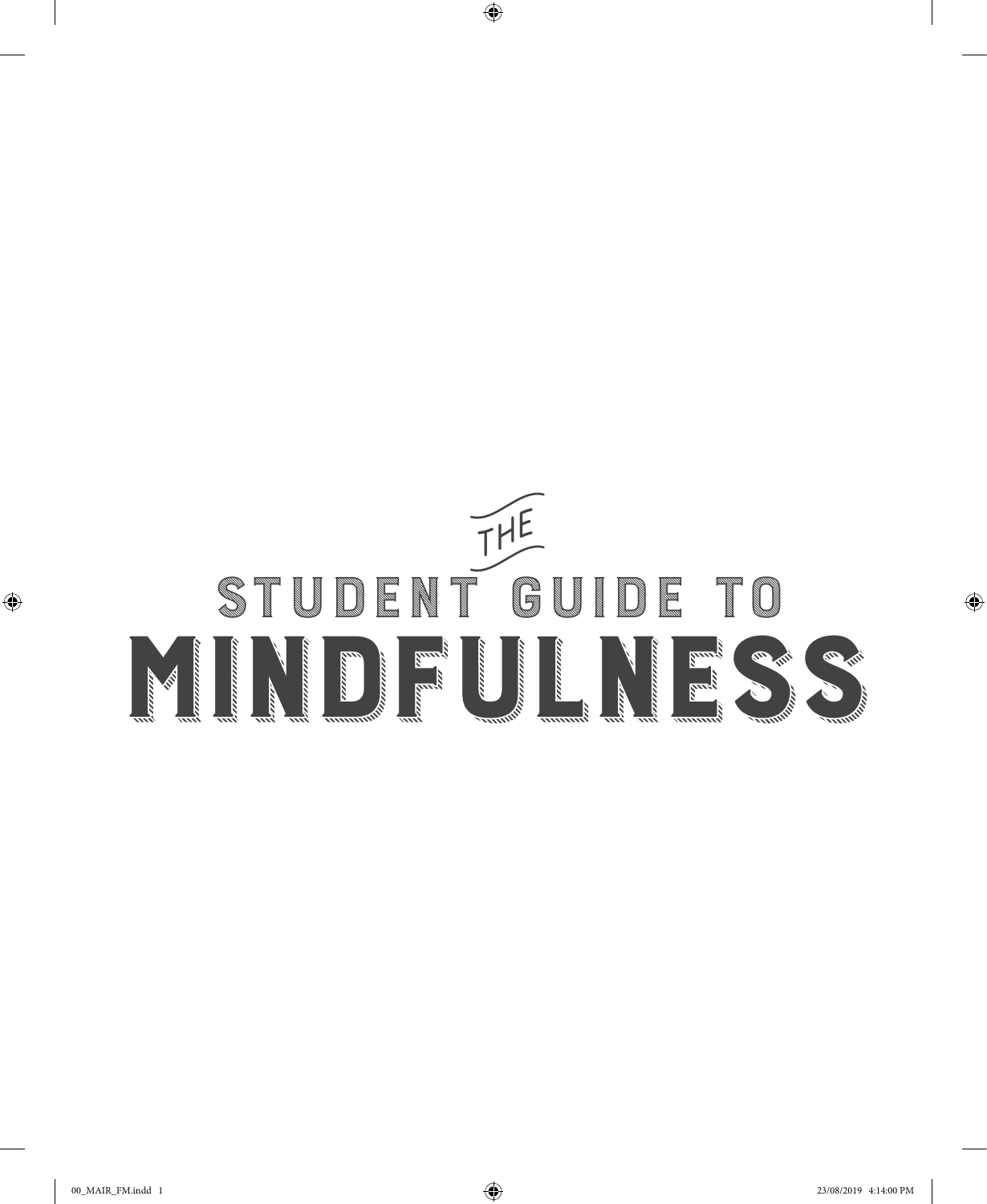# THE STUDENT GUIDE TO MINDFULNESS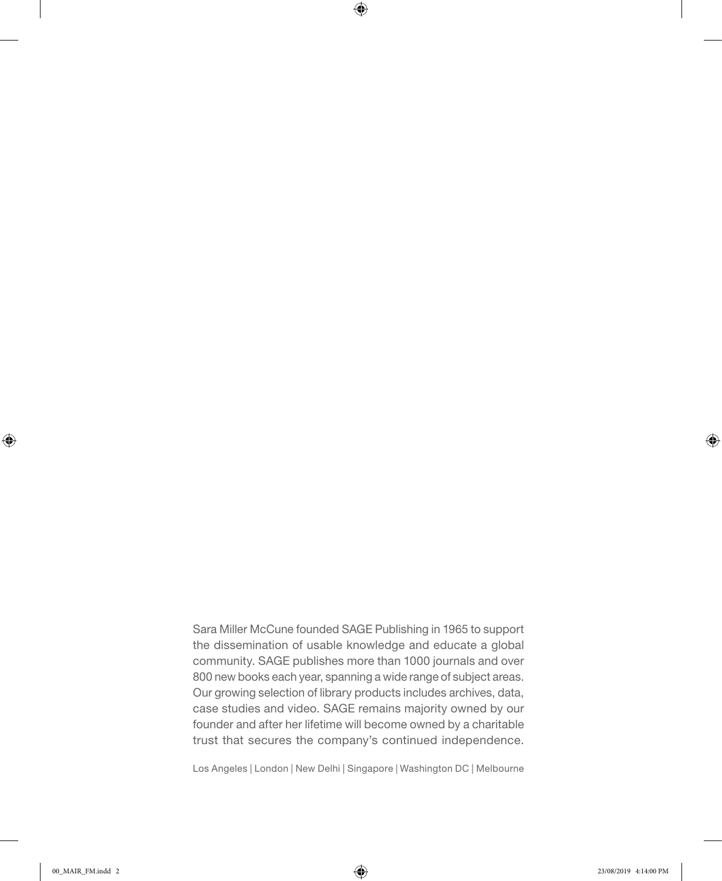Sara Miller McCune founded SAGE Publishing in 1965 to support the dissemination of usable knowledge and educate a global community. SAGE publishes more than 1000 journals and over 800 new books each year, spanning a wide range of subject areas. Our growing selection of library products includes archives, data, case studies and video. SAGE remains majority owned by our founder and after her lifetime will become owned by a charitable trust that secures the company's continued independence.

Los Angeles | London | New Delhi | Singapore | Washington DC | Melbourne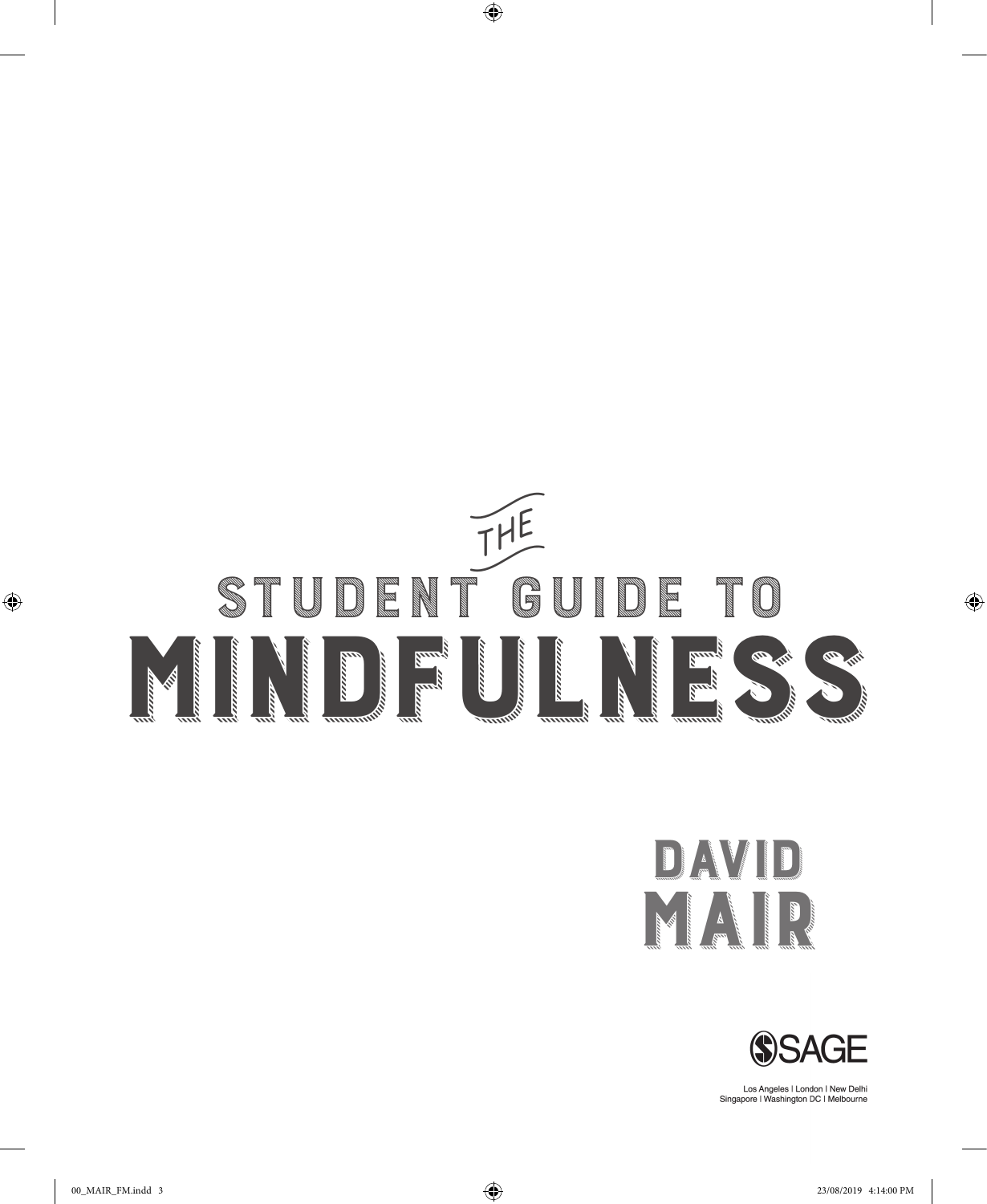# THE STUDENT GUIDE TO MINDFULNESS

## DAVID MAIR

SAGE

Los Angeles | London | New Delhi
Singapore | Washington DC | Melbourne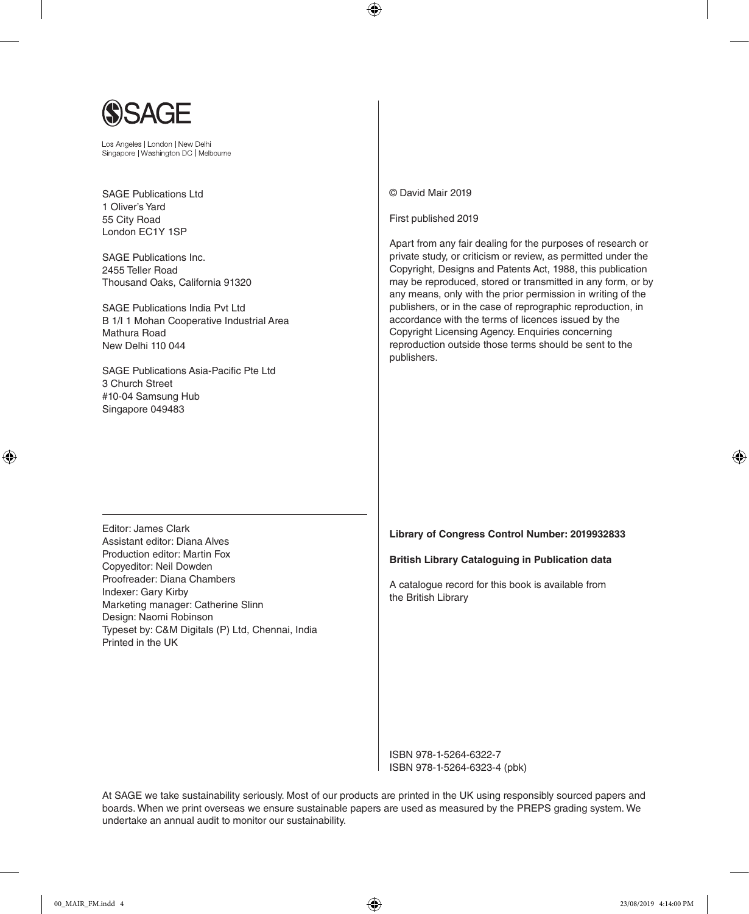SAGE

Los Angeles | London | New Delhi
Singapore | Washington DC | Melbourne

SAGE Publications Ltd
1 Oliver's Yard
55 City Road
London EC1Y 1SP

SAGE Publications Inc.
2455 Teller Road
Thousand Oaks, California 91320

SAGE Publications India Pvt Ltd
B 1/I 1 Mohan Cooperative Industrial Area
Mathura Road
New Delhi 110 044

SAGE Publications Asia-Pacific Pte Ltd
3 Church Street
#10-04 Samsung Hub
Singapore 049483

© David Mair 2019

First published 2019

Apart from any fair dealing for the purposes of research or private study, or criticism or review, as permitted under the Copyright, Designs and Patents Act, 1988, this publication may be reproduced, stored or transmitted in any form, or by any means, only with the prior permission in writing of the publishers, or in the case of reprographic reproduction, in accordance with the terms of licences issued by the Copyright Licensing Agency. Enquiries concerning reproduction outside those terms should be sent to the publishers.

Editor: James Clark
Assistant editor: Diana Alves
Production editor: Martin Fox
Copyeditor: Neil Dowden
Proofreader: Diana Chambers
Indexer: Gary Kirby
Marketing manager: Catherine Slinn
Design: Naomi Robinson
Typeset by: C&M Digitals (P) Ltd, Chennai, India
Printed in the UK

**Library of Congress Control Number: 2019932833**

**British Library Cataloguing in Publication data**

A catalogue record for this book is available from the British Library

ISBN 978-1-5264-6322-7
ISBN 978-1-5264-6323-4 (pbk)

At SAGE we take sustainability seriously. Most of our products are printed in the UK using responsibly sourced papers and boards. When we print overseas we ensure sustainable papers are used as measured by the PREPS grading system. We undertake an annual audit to monitor our sustainability.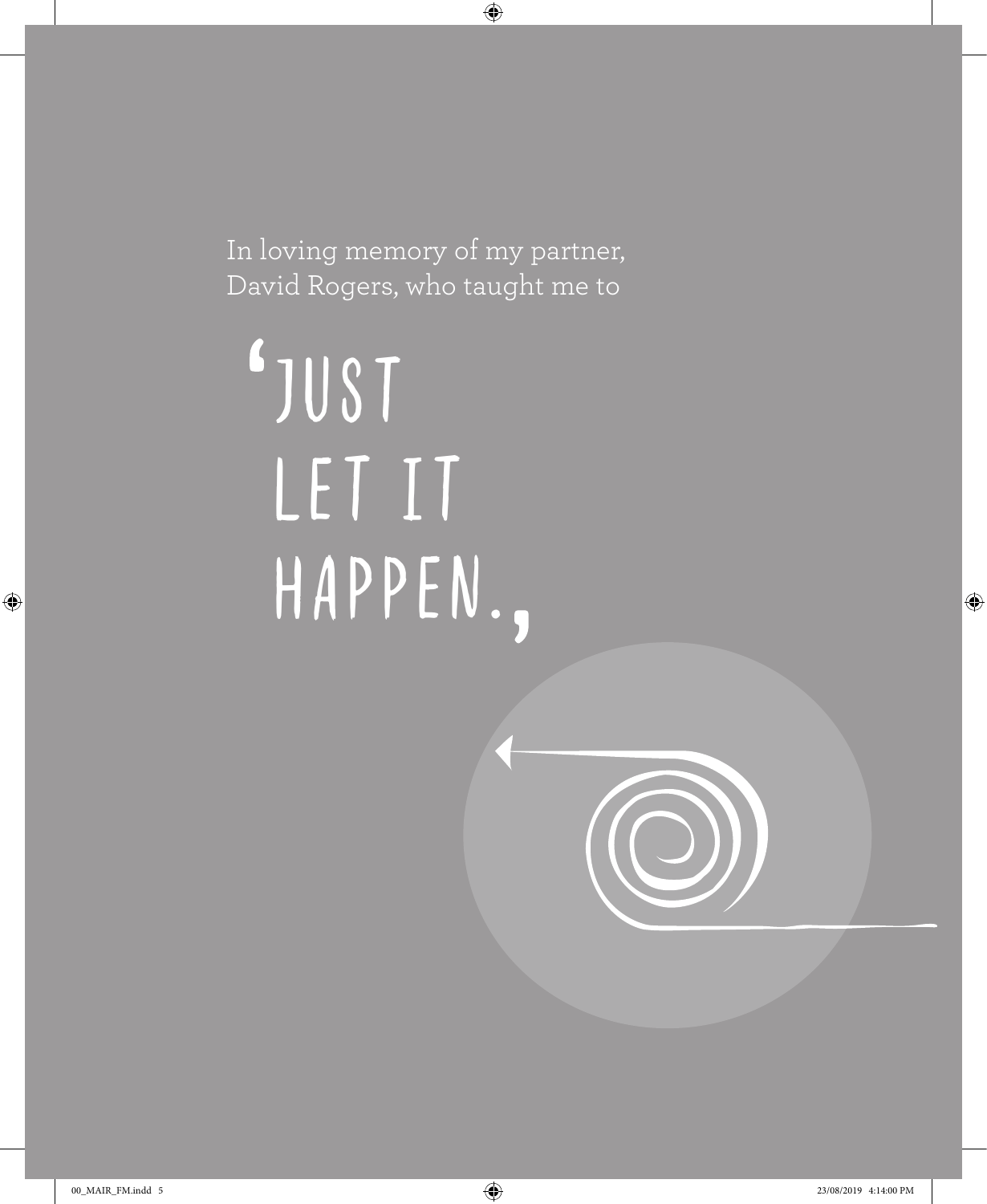In loving memory of my partner,
David Rogers, who taught me to

'JUST
LET IT
HAPPEN.'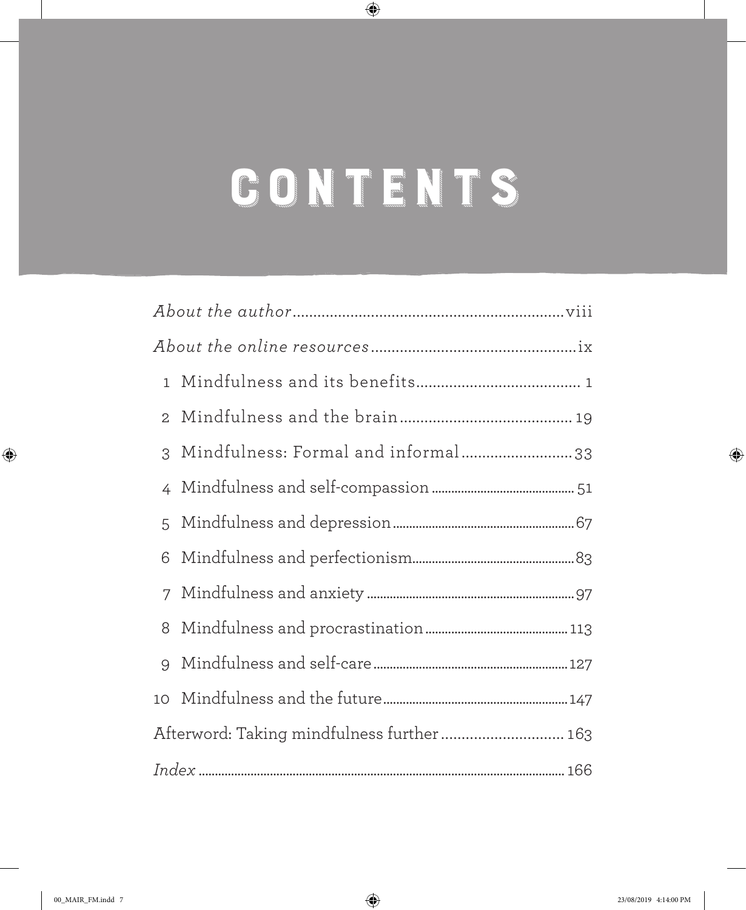# CONTENTS

| | | |
|---|---|---|
| *About the author* | | viii |
| *About the online resources* | | ix |
| 1 | Mindfulness and its benefits | 1 |
| 2 | Mindfulness and the brain | 19 |
| 3 | Mindfulness: Formal and informal | 33 |
| 4 | Mindfulness and self-compassion | 51 |
| 5 | Mindfulness and depression | 67 |
| 6 | Mindfulness and perfectionism | 83 |
| 7 | Mindfulness and anxiety | 97 |
| 8 | Mindfulness and procrastination | 113 |
| 9 | Mindfulness and self-care | 127 |
| 10 | Mindfulness and the future | 147 |
| Afterword: Taking mindfulness further | | 163 |
| *Index* | | 166 |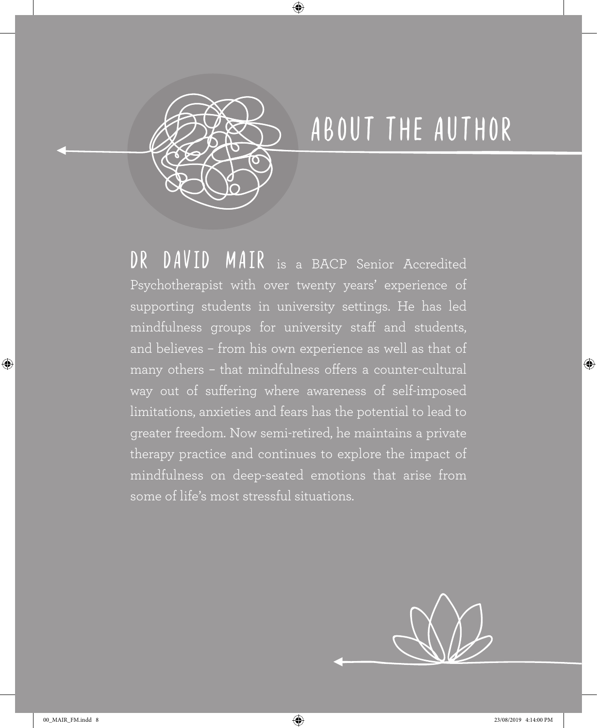# ABOUT THE AUTHOR

**DR DAVID MAIR** is a BACP Senior Accredited Psychotherapist with over twenty years' experience of supporting students in university settings. He has led mindfulness groups for university staff and students, and believes – from his own experience as well as that of many others – that mindfulness offers a counter-cultural way out of suffering where awareness of self-imposed limitations, anxieties and fears has the potential to lead to greater freedom. Now semi-retired, he maintains a private therapy practice and continues to explore the impact of mindfulness on deep-seated emotions that arise from some of life's most stressful situations.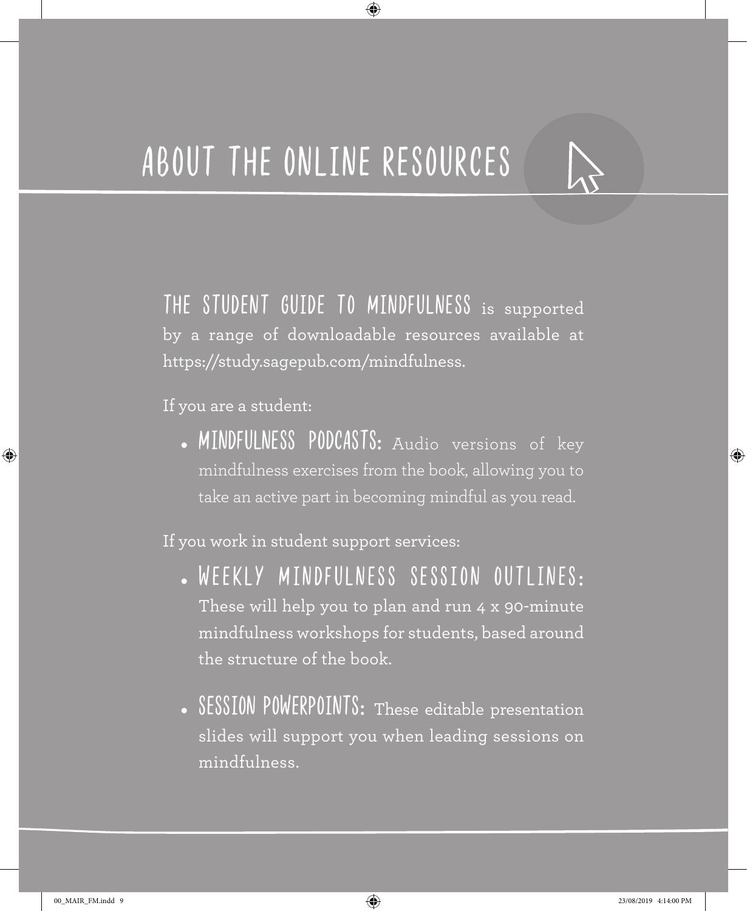# ABOUT THE ONLINE RESOURCES

**THE STUDENT GUIDE TO MINDFULNESS** is supported by a range of downloadable resources available at https://study.sagepub.com/mindfulness.

If you are a student:

- **MINDFULNESS PODCASTS:** Audio versions of key mindfulness exercises from the book, allowing you to take an active part in becoming mindful as you read.

If you work in student support services:

- **WEEKLY MINDFULNESS SESSION OUTLINES:** These will help you to plan and run 4 x 90-minute mindfulness workshops for students, based around the structure of the book.

- **SESSION POWERPOINTS:** These editable presentation slides will support you when leading sessions on mindfulness.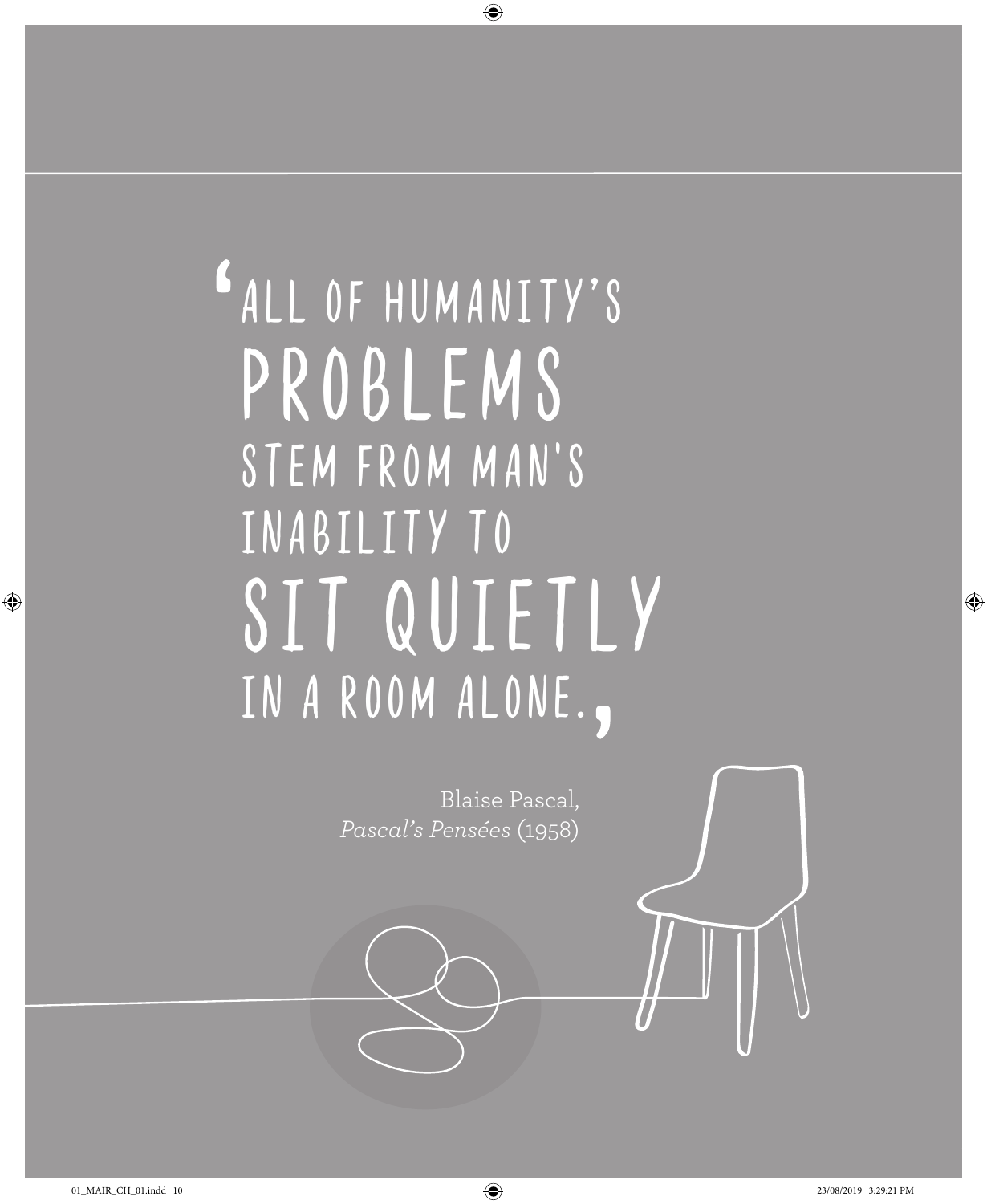'ALL OF HUMANITY'S PROBLEMS STEM FROM MAN'S INABILITY TO SIT QUIETLY IN A ROOM ALONE.'

Blaise Pascal,
*Pascal's Pensées* (1958)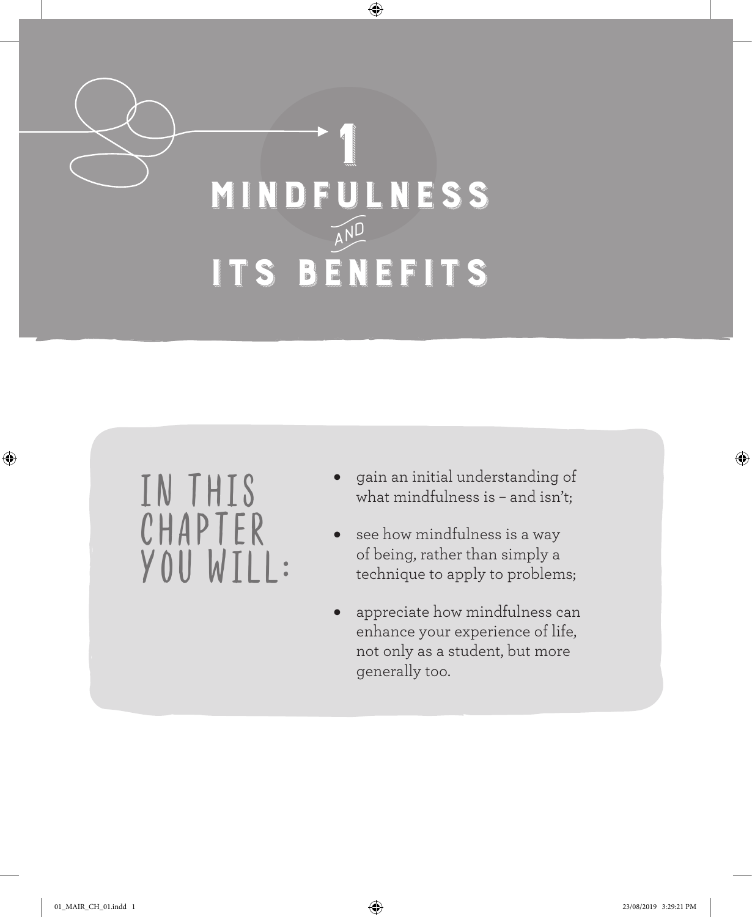# 1 MINDFULNESS AND ITS BENEFITS

## IN THIS CHAPTER YOU WILL:

- gain an initial understanding of what mindfulness is – and isn't;
- see how mindfulness is a way of being, rather than simply a technique to apply to problems;
- appreciate how mindfulness can enhance your experience of life, not only as a student, but more generally too.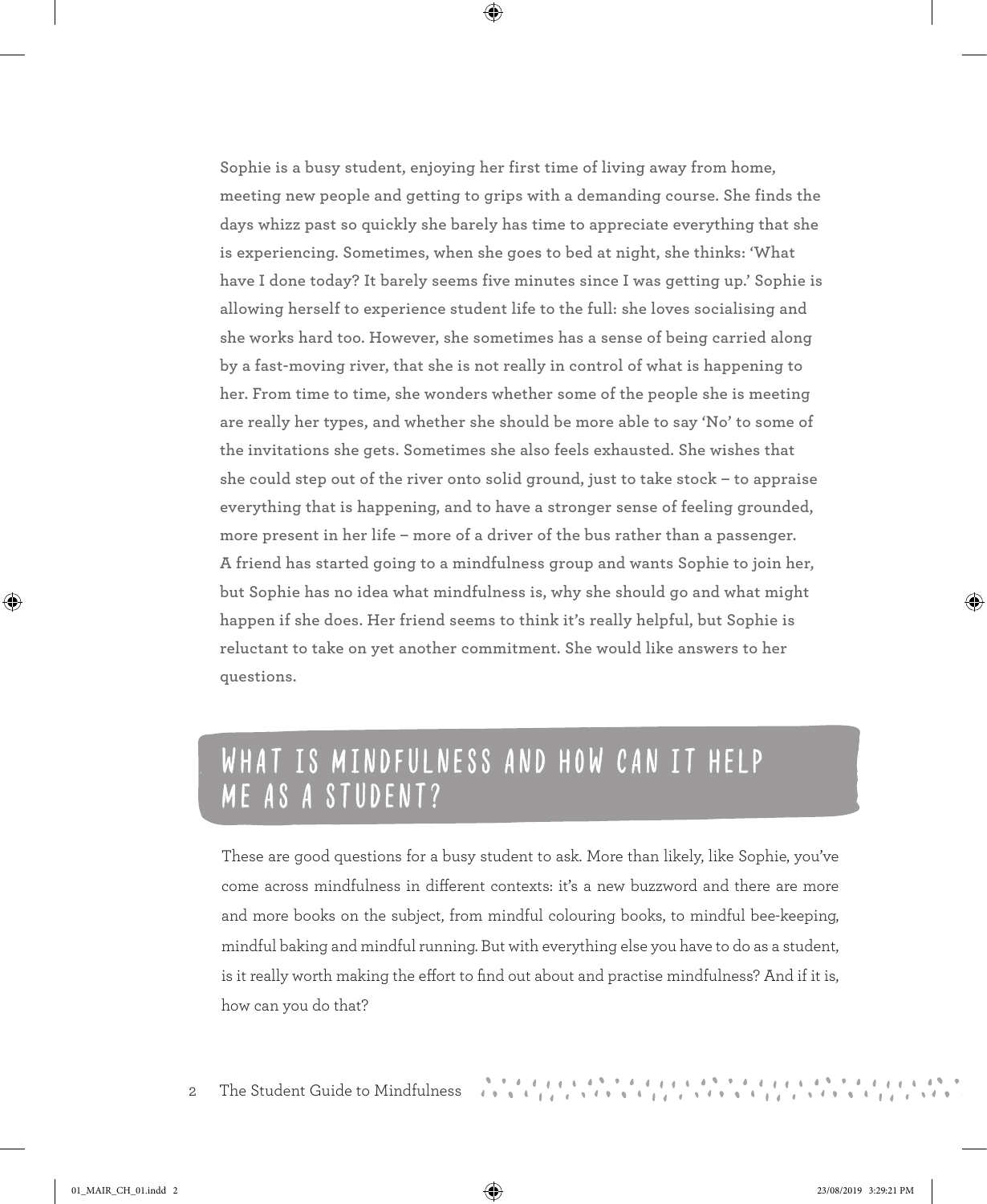**Sophie is a busy student, enjoying her first time of living away from home, meeting new people and getting to grips with a demanding course. She finds the days whizz past so quickly she barely has time to appreciate everything that she is experiencing. Sometimes, when she goes to bed at night, she thinks: 'What have I done today? It barely seems five minutes since I was getting up.' Sophie is allowing herself to experience student life to the full: she loves socialising and she works hard too. However, she sometimes has a sense of being carried along by a fast-moving river, that she is not really in control of what is happening to her. From time to time, she wonders whether some of the people she is meeting are really her types, and whether she should be more able to say 'No' to some of the invitations she gets. Sometimes she also feels exhausted. She wishes that she could step out of the river onto solid ground, just to take stock – to appraise everything that is happening, and to have a stronger sense of feeling grounded, more present in her life – more of a driver of the bus rather than a passenger. A friend has started going to a mindfulness group and wants Sophie to join her, but Sophie has no idea what mindfulness is, why she should go and what might happen if she does. Her friend seems to think it's really helpful, but Sophie is reluctant to take on yet another commitment. She would like answers to her questions.**

## WHAT IS MINDFULNESS AND HOW CAN IT HELP ME AS A STUDENT?

These are good questions for a busy student to ask. More than likely, like Sophie, you've come across mindfulness in different contexts: it's a new buzzword and there are more and more books on the subject, from mindful colouring books, to mindful bee-keeping, mindful baking and mindful running. But with everything else you have to do as a student, is it really worth making the effort to find out about and practise mindfulness? And if it is, how can you do that?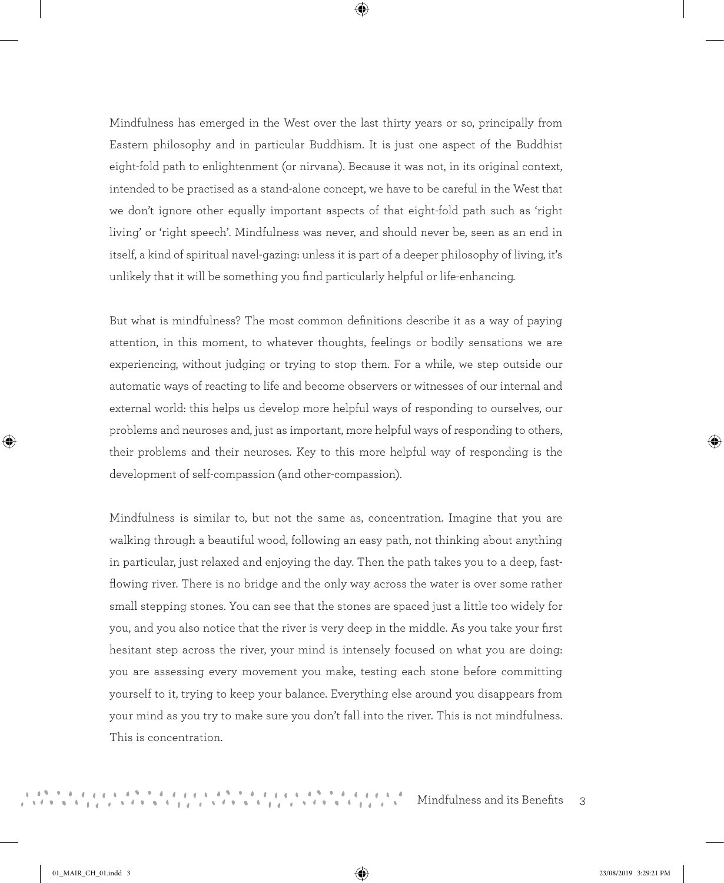Mindfulness has emerged in the West over the last thirty years or so, principally from Eastern philosophy and in particular Buddhism. It is just one aspect of the Buddhist eight-fold path to enlightenment (or nirvana). Because it was not, in its original context, intended to be practised as a stand-alone concept, we have to be careful in the West that we don't ignore other equally important aspects of that eight-fold path such as 'right living' or 'right speech'. Mindfulness was never, and should never be, seen as an end in itself, a kind of spiritual navel-gazing: unless it is part of a deeper philosophy of living, it's unlikely that it will be something you find particularly helpful or life-enhancing.

But what is mindfulness? The most common definitions describe it as a way of paying attention, in this moment, to whatever thoughts, feelings or bodily sensations we are experiencing, without judging or trying to stop them. For a while, we step outside our automatic ways of reacting to life and become observers or witnesses of our internal and external world: this helps us develop more helpful ways of responding to ourselves, our problems and neuroses and, just as important, more helpful ways of responding to others, their problems and their neuroses. Key to this more helpful way of responding is the development of self-compassion (and other-compassion).

Mindfulness is similar to, but not the same as, concentration. Imagine that you are walking through a beautiful wood, following an easy path, not thinking about anything in particular, just relaxed and enjoying the day. Then the path takes you to a deep, fast-flowing river. There is no bridge and the only way across the water is over some rather small stepping stones. You can see that the stones are spaced just a little too widely for you, and you also notice that the river is very deep in the middle. As you take your first hesitant step across the river, your mind is intensely focused on what you are doing: you are assessing every movement you make, testing each stone before committing yourself to it, trying to keep your balance. Everything else around you disappears from your mind as you try to make sure you don't fall into the river. This is not mindfulness. This is concentration.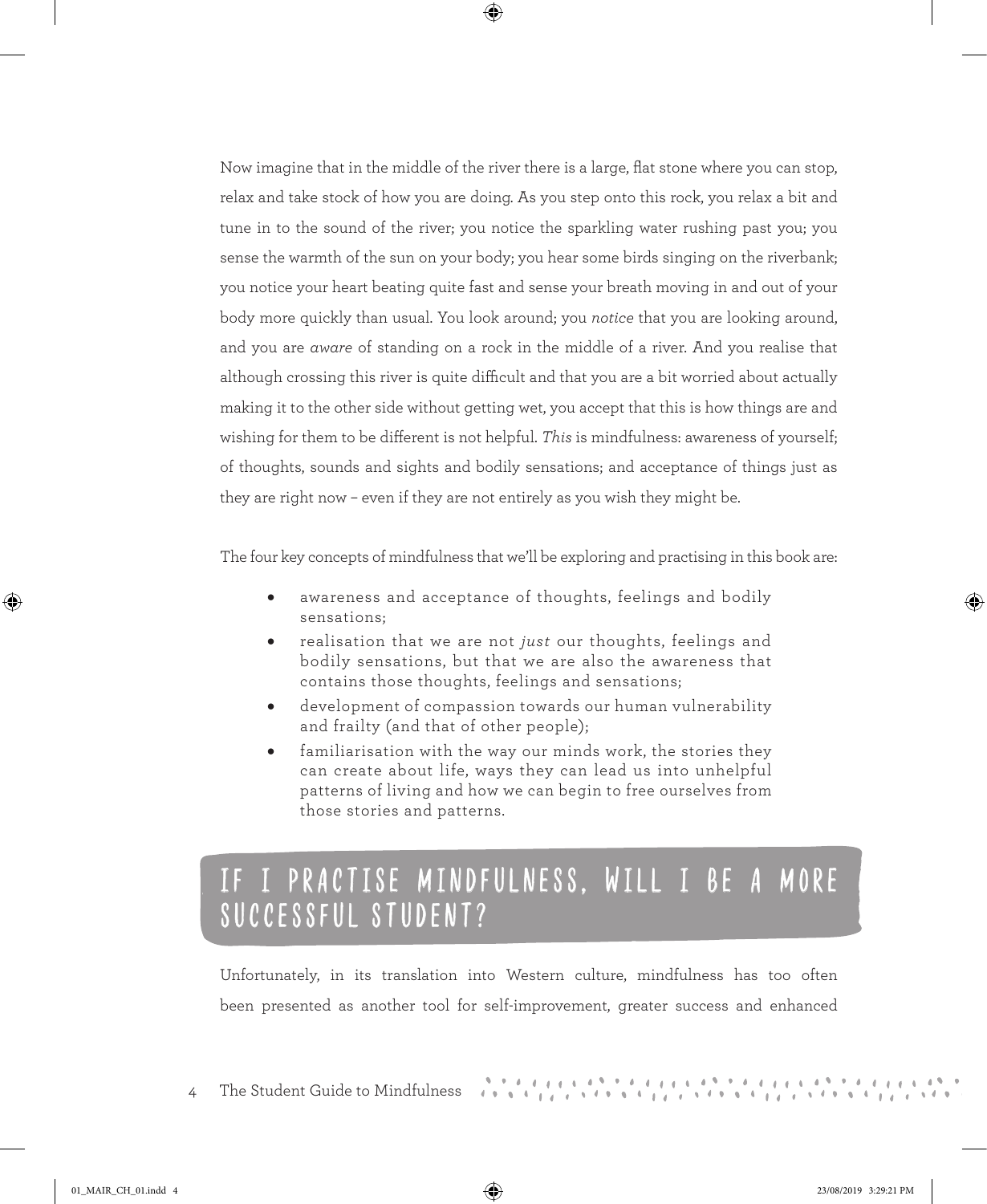Now imagine that in the middle of the river there is a large, flat stone where you can stop, relax and take stock of how you are doing. As you step onto this rock, you relax a bit and tune in to the sound of the river; you notice the sparkling water rushing past you; you sense the warmth of the sun on your body; you hear some birds singing on the riverbank; you notice your heart beating quite fast and sense your breath moving in and out of your body more quickly than usual. You look around; you *notice* that you are looking around, and you are *aware* of standing on a rock in the middle of a river. And you realise that although crossing this river is quite difficult and that you are a bit worried about actually making it to the other side without getting wet, you accept that this is how things are and wishing for them to be different is not helpful. *This* is mindfulness: awareness of yourself; of thoughts, sounds and sights and bodily sensations; and acceptance of things just as they are right now – even if they are not entirely as you wish they might be.

The four key concepts of mindfulness that we'll be exploring and practising in this book are:

- awareness and acceptance of thoughts, feelings and bodily sensations;
- realisation that we are not *just* our thoughts, feelings and bodily sensations, but that we are also the awareness that contains those thoughts, feelings and sensations;
- development of compassion towards our human vulnerability and frailty (and that of other people);
- familiarisation with the way our minds work, the stories they can create about life, ways they can lead us into unhelpful patterns of living and how we can begin to free ourselves from those stories and patterns.

## IF I PRACTISE MINDFULNESS, WILL I BE A MORE SUCCESSFUL STUDENT?

Unfortunately, in its translation into Western culture, mindfulness has too often been presented as another tool for self-improvement, greater success and enhanced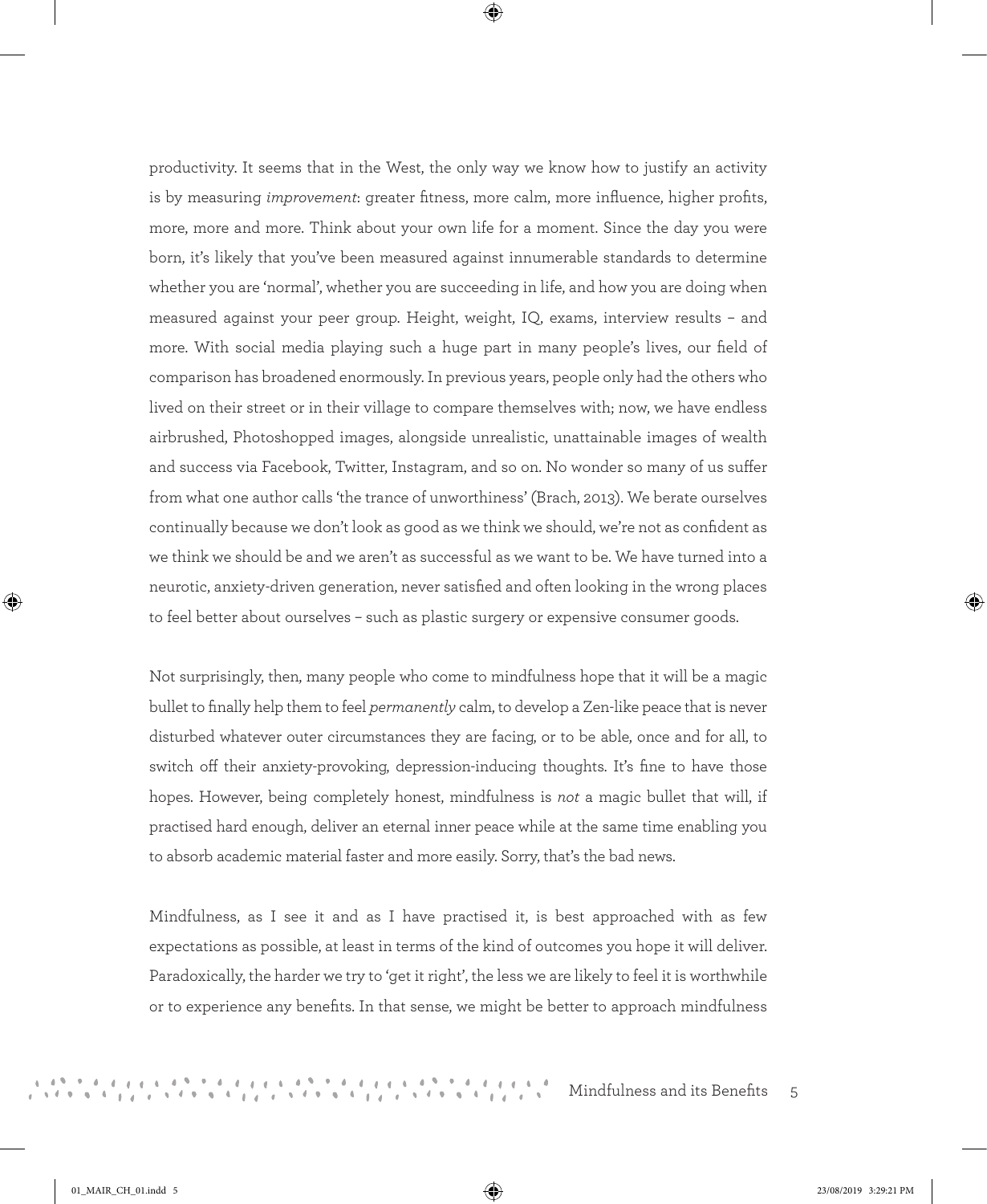productivity. It seems that in the West, the only way we know how to justify an activity is by measuring *improvement*: greater fitness, more calm, more influence, higher profits, more, more and more. Think about your own life for a moment. Since the day you were born, it's likely that you've been measured against innumerable standards to determine whether you are 'normal', whether you are succeeding in life, and how you are doing when measured against your peer group. Height, weight, IQ, exams, interview results – and more. With social media playing such a huge part in many people's lives, our field of comparison has broadened enormously. In previous years, people only had the others who lived on their street or in their village to compare themselves with; now, we have endless airbrushed, Photoshopped images, alongside unrealistic, unattainable images of wealth and success via Facebook, Twitter, Instagram, and so on. No wonder so many of us suffer from what one author calls 'the trance of unworthiness' (Brach, 2013). We berate ourselves continually because we don't look as good as we think we should, we're not as confident as we think we should be and we aren't as successful as we want to be. We have turned into a neurotic, anxiety-driven generation, never satisfied and often looking in the wrong places to feel better about ourselves – such as plastic surgery or expensive consumer goods.

Not surprisingly, then, many people who come to mindfulness hope that it will be a magic bullet to finally help them to feel *permanently* calm, to develop a Zen-like peace that is never disturbed whatever outer circumstances they are facing, or to be able, once and for all, to switch off their anxiety-provoking, depression-inducing thoughts. It's fine to have those hopes. However, being completely honest, mindfulness is *not* a magic bullet that will, if practised hard enough, deliver an eternal inner peace while at the same time enabling you to absorb academic material faster and more easily. Sorry, that's the bad news.

Mindfulness, as I see it and as I have practised it, is best approached with as few expectations as possible, at least in terms of the kind of outcomes you hope it will deliver. Paradoxically, the harder we try to 'get it right', the less we are likely to feel it is worthwhile or to experience any benefits. In that sense, we might be better to approach mindfulness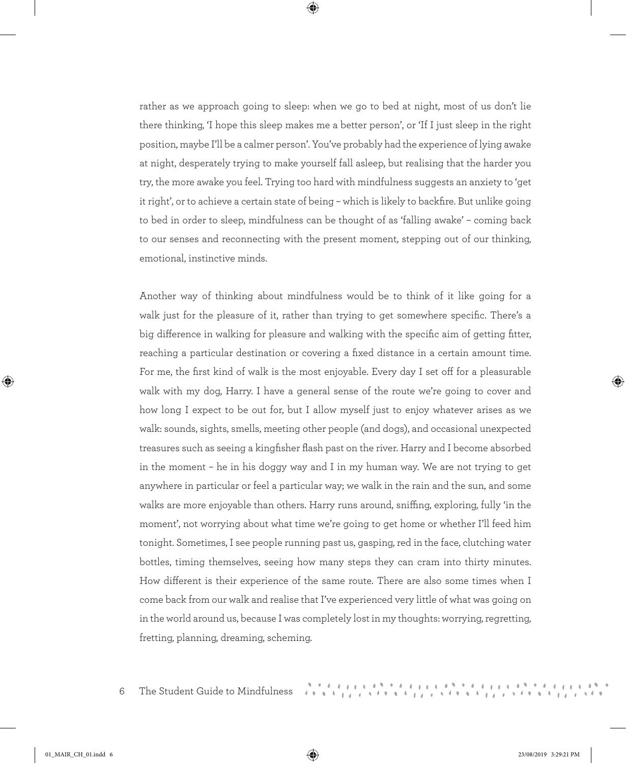rather as we approach going to sleep: when we go to bed at night, most of us don't lie there thinking, 'I hope this sleep makes me a better person', or 'If I just sleep in the right position, maybe I'll be a calmer person'. You've probably had the experience of lying awake at night, desperately trying to make yourself fall asleep, but realising that the harder you try, the more awake you feel. Trying too hard with mindfulness suggests an anxiety to 'get it right', or to achieve a certain state of being – which is likely to backfire. But unlike going to bed in order to sleep, mindfulness can be thought of as 'falling awake' – coming back to our senses and reconnecting with the present moment, stepping out of our thinking, emotional, instinctive minds.

Another way of thinking about mindfulness would be to think of it like going for a walk just for the pleasure of it, rather than trying to get somewhere specific. There's a big difference in walking for pleasure and walking with the specific aim of getting fitter, reaching a particular destination or covering a fixed distance in a certain amount time. For me, the first kind of walk is the most enjoyable. Every day I set off for a pleasurable walk with my dog, Harry. I have a general sense of the route we're going to cover and how long I expect to be out for, but I allow myself just to enjoy whatever arises as we walk: sounds, sights, smells, meeting other people (and dogs), and occasional unexpected treasures such as seeing a kingfisher flash past on the river. Harry and I become absorbed in the moment – he in his doggy way and I in my human way. We are not trying to get anywhere in particular or feel a particular way; we walk in the rain and the sun, and some walks are more enjoyable than others. Harry runs around, sniffing, exploring, fully 'in the moment', not worrying about what time we're going to get home or whether I'll feed him tonight. Sometimes, I see people running past us, gasping, red in the face, clutching water bottles, timing themselves, seeing how many steps they can cram into thirty minutes. How different is their experience of the same route. There are also some times when I come back from our walk and realise that I've experienced very little of what was going on in the world around us, because I was completely lost in my thoughts: worrying, regretting, fretting, planning, dreaming, scheming.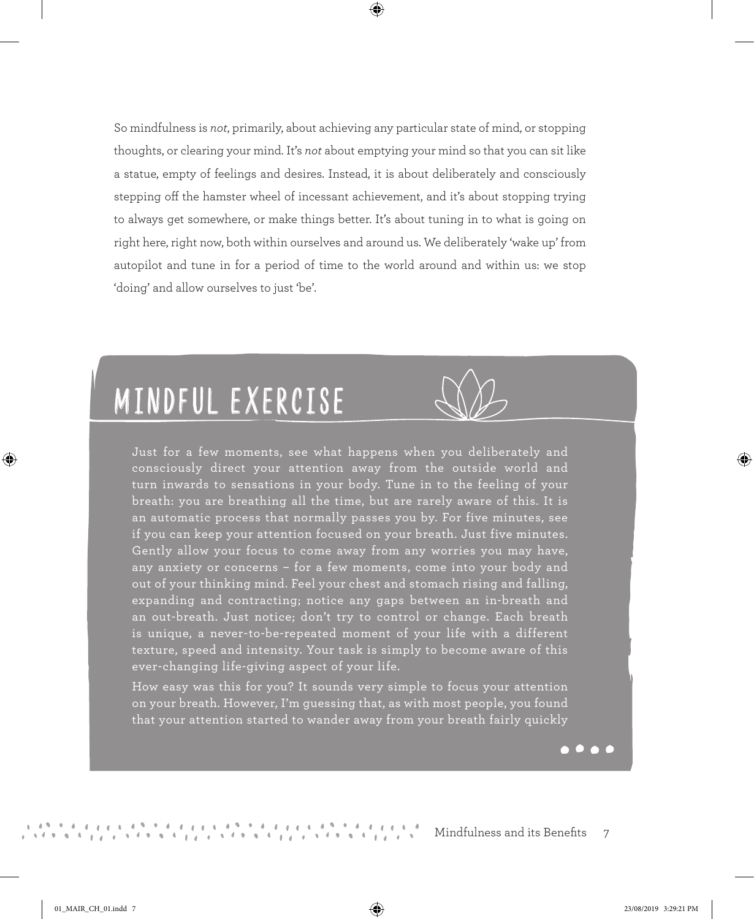So mindfulness is *not*, primarily, about achieving any particular state of mind, or stopping thoughts, or clearing your mind. It's *not* about emptying your mind so that you can sit like a statue, empty of feelings and desires. Instead, it is about deliberately and consciously stepping off the hamster wheel of incessant achievement, and it's about stopping trying to always get somewhere, or make things better. It's about tuning in to what is going on right here, right now, both within ourselves and around us. We deliberately 'wake up' from autopilot and tune in for a period of time to the world around and within us: we stop 'doing' and allow ourselves to just 'be'.

## MINDFUL EXERCISE

Just for a few moments, see what happens when you deliberately and consciously direct your attention away from the outside world and turn inwards to sensations in your body. Tune in to the feeling of your breath: you are breathing all the time, but are rarely aware of this. It is an automatic process that normally passes you by. For five minutes, see if you can keep your attention focused on your breath. Just five minutes. Gently allow your focus to come away from any worries you may have, any anxiety or concerns – for a few moments, come into your body and out of your thinking mind. Feel your chest and stomach rising and falling, expanding and contracting; notice any gaps between an in-breath and an out-breath. Just notice; don't try to control or change. Each breath is unique, a never-to-be-repeated moment of your life with a different texture, speed and intensity. Your task is simply to become aware of this ever-changing life-giving aspect of your life.

How easy was this for you? It sounds very simple to focus your attention on your breath. However, I'm guessing that, as with most people, you found that your attention started to wander away from your breath fairly quickly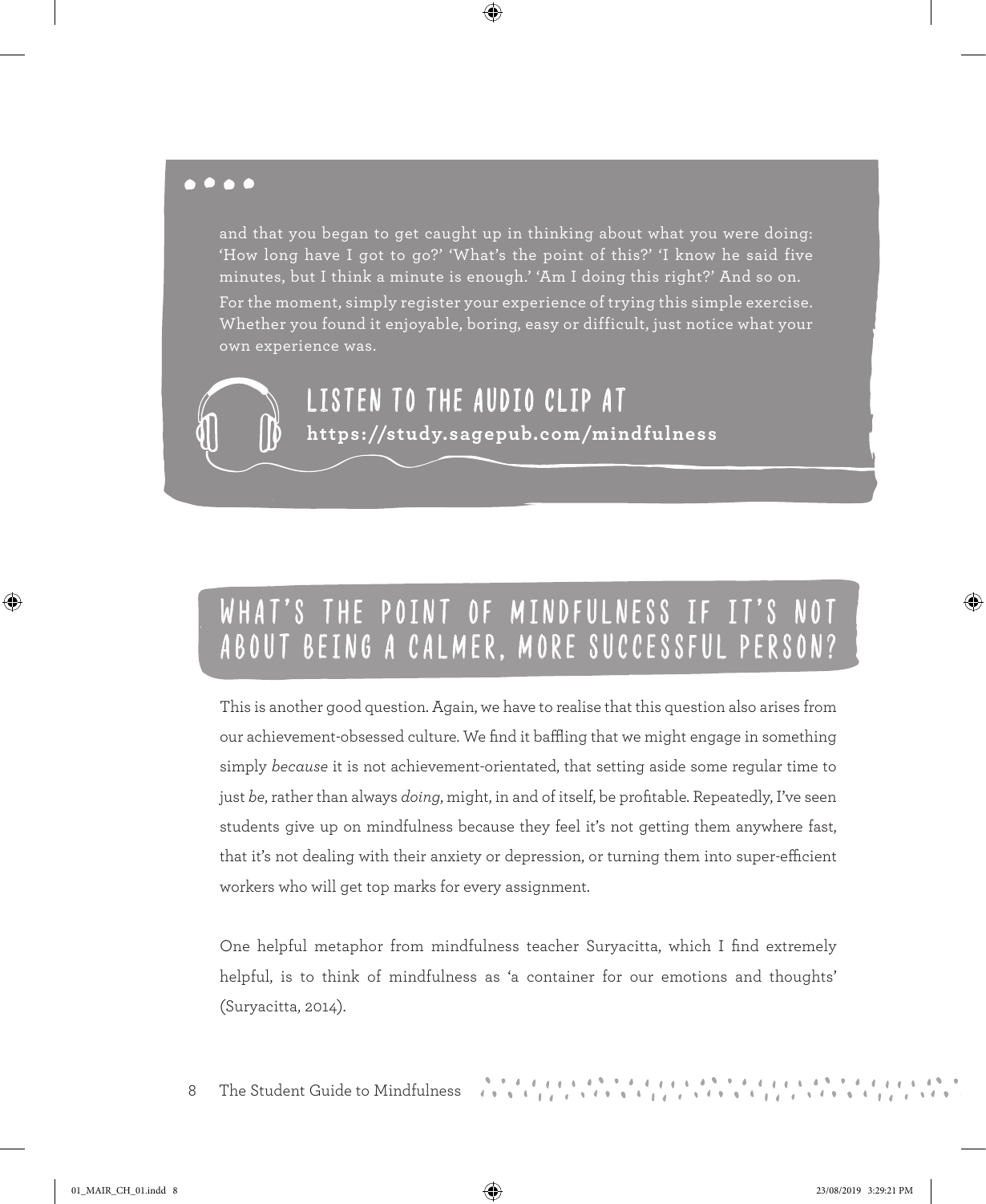and that you began to get caught up in thinking about what you were doing: 'How long have I got to go?' 'What's the point of this?' 'I know he said five minutes, but I think a minute is enough.' 'Am I doing this right?' And so on.

For the moment, simply register your experience of trying this simple exercise. Whether you found it enjoyable, boring, easy or difficult, just notice what your own experience was.

**LISTEN TO THE AUDIO CLIP AT**
**https://study.sagepub.com/mindfulness**

## WHAT'S THE POINT OF MINDFULNESS IF IT'S NOT ABOUT BEING A CALMER, MORE SUCCESSFUL PERSON?

This is another good question. Again, we have to realise that this question also arises from our achievement-obsessed culture. We find it baffling that we might engage in something simply *because* it is not achievement-orientated, that setting aside some regular time to just *be*, rather than always *doing*, might, in and of itself, be profitable. Repeatedly, I've seen students give up on mindfulness because they feel it's not getting them anywhere fast, that it's not dealing with their anxiety or depression, or turning them into super-efficient workers who will get top marks for every assignment.

One helpful metaphor from mindfulness teacher Suryacitta, which I find extremely helpful, is to think of mindfulness as 'a container for our emotions and thoughts' (Suryacitta, 2014).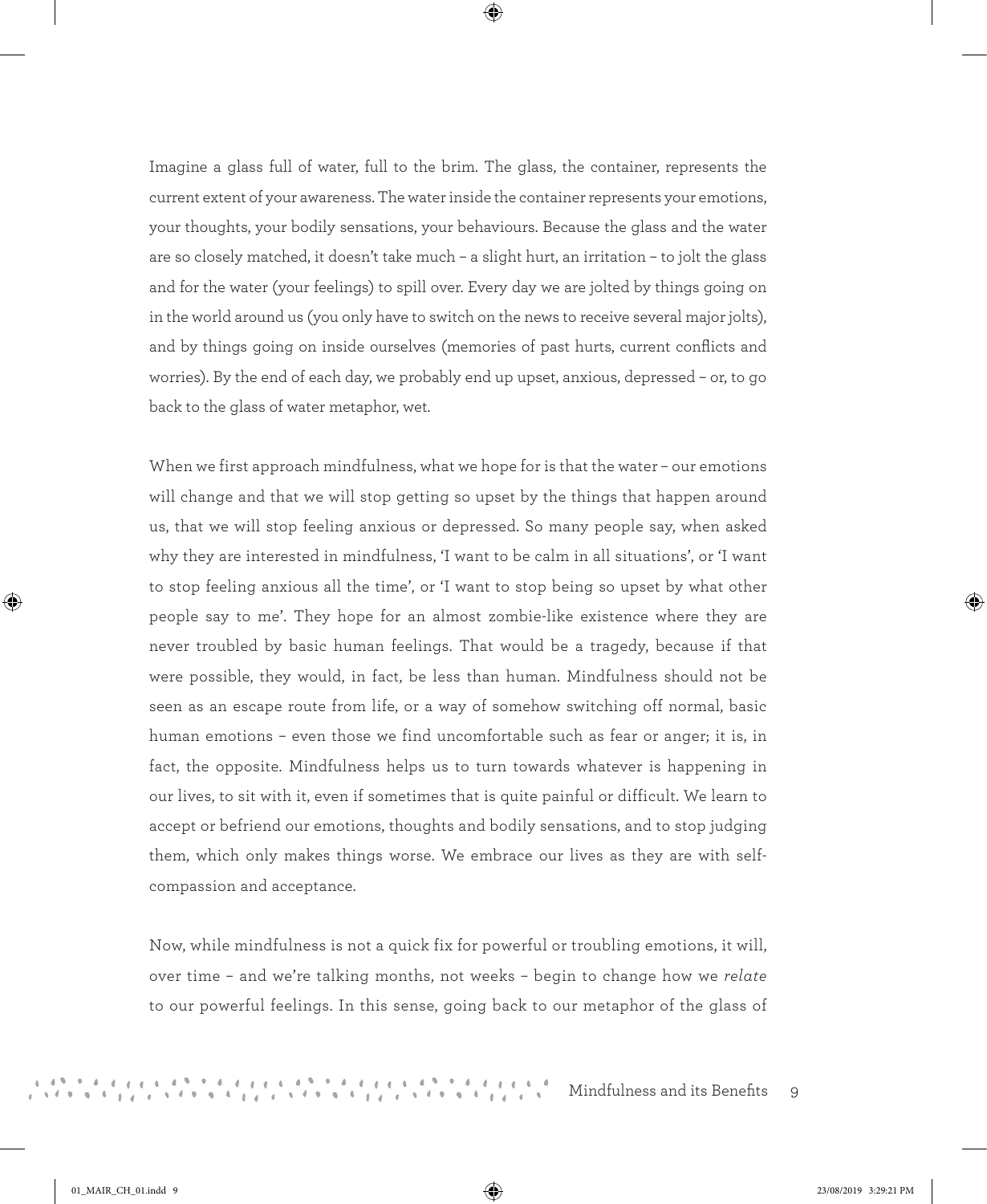Imagine a glass full of water, full to the brim. The glass, the container, represents the current extent of your awareness. The water inside the container represents your emotions, your thoughts, your bodily sensations, your behaviours. Because the glass and the water are so closely matched, it doesn't take much – a slight hurt, an irritation – to jolt the glass and for the water (your feelings) to spill over. Every day we are jolted by things going on in the world around us (you only have to switch on the news to receive several major jolts), and by things going on inside ourselves (memories of past hurts, current conflicts and worries). By the end of each day, we probably end up upset, anxious, depressed – or, to go back to the glass of water metaphor, wet.

When we first approach mindfulness, what we hope for is that the water – our emotions will change and that we will stop getting so upset by the things that happen around us, that we will stop feeling anxious or depressed. So many people say, when asked why they are interested in mindfulness, 'I want to be calm in all situations', or 'I want to stop feeling anxious all the time', or 'I want to stop being so upset by what other people say to me'. They hope for an almost zombie-like existence where they are never troubled by basic human feelings. That would be a tragedy, because if that were possible, they would, in fact, be less than human. Mindfulness should not be seen as an escape route from life, or a way of somehow switching off normal, basic human emotions – even those we find uncomfortable such as fear or anger; it is, in fact, the opposite. Mindfulness helps us to turn towards whatever is happening in our lives, to sit with it, even if sometimes that is quite painful or difficult. We learn to accept or befriend our emotions, thoughts and bodily sensations, and to stop judging them, which only makes things worse. We embrace our lives as they are with self-compassion and acceptance.

Now, while mindfulness is not a quick fix for powerful or troubling emotions, it will, over time – and we're talking months, not weeks – begin to change how we *relate* to our powerful feelings. In this sense, going back to our metaphor of the glass of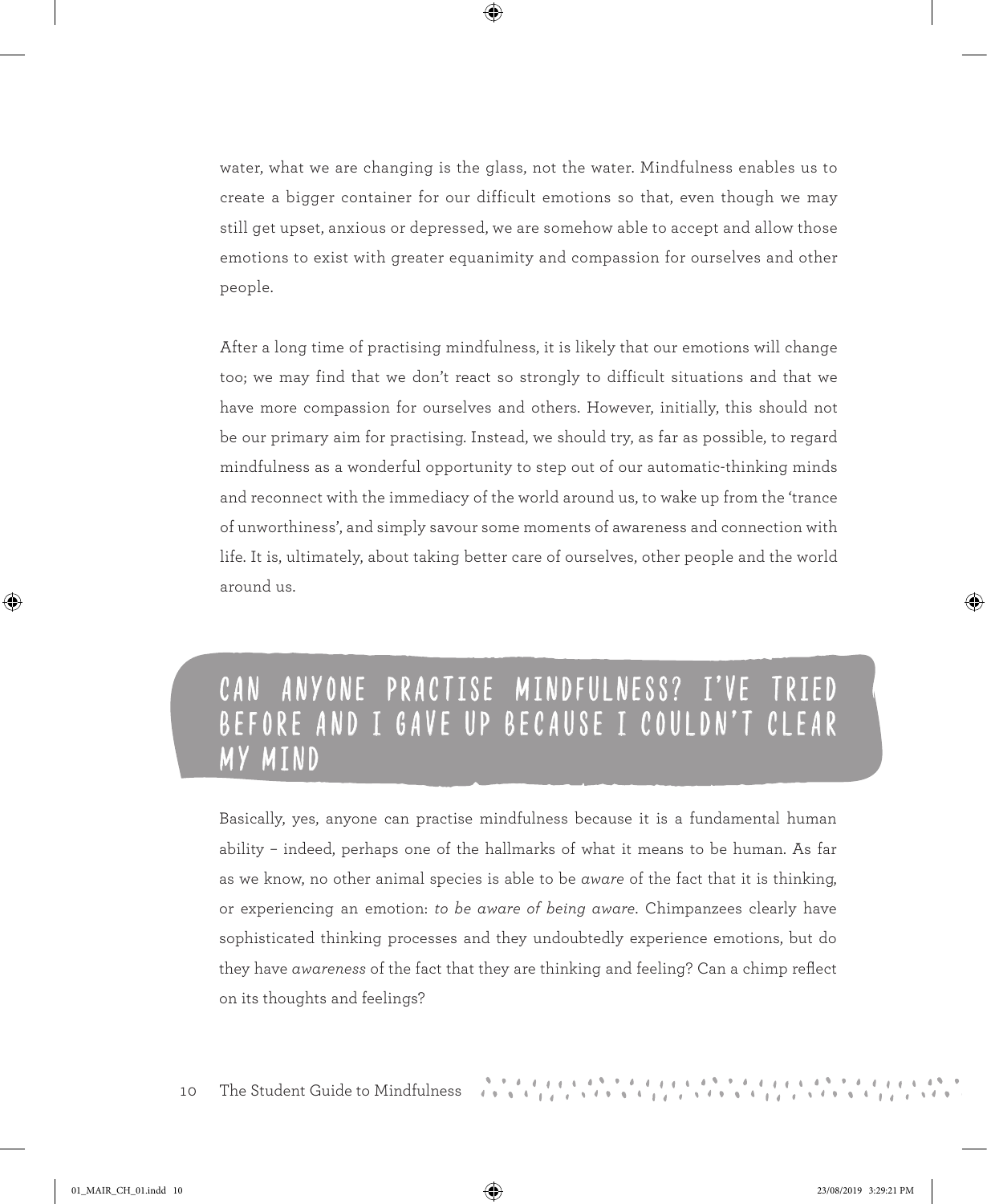water, what we are changing is the glass, not the water. Mindfulness enables us to create a bigger container for our difficult emotions so that, even though we may still get upset, anxious or depressed, we are somehow able to accept and allow those emotions to exist with greater equanimity and compassion for ourselves and other people.

After a long time of practising mindfulness, it is likely that our emotions will change too; we may find that we don't react so strongly to difficult situations and that we have more compassion for ourselves and others. However, initially, this should not be our primary aim for practising. Instead, we should try, as far as possible, to regard mindfulness as a wonderful opportunity to step out of our automatic-thinking minds and reconnect with the immediacy of the world around us, to wake up from the 'trance of unworthiness', and simply savour some moments of awareness and connection with life. It is, ultimately, about taking better care of ourselves, other people and the world around us.

## CAN ANYONE PRACTISE MINDFULNESS? I'VE TRIED BEFORE AND I GAVE UP BECAUSE I COULDN'T CLEAR MY MIND

Basically, yes, anyone can practise mindfulness because it is a fundamental human ability – indeed, perhaps one of the hallmarks of what it means to be human. As far as we know, no other animal species is able to be *aware* of the fact that it is thinking, or experiencing an emotion: *to be aware of being aware*. Chimpanzees clearly have sophisticated thinking processes and they undoubtedly experience emotions, but do they have *awareness* of the fact that they are thinking and feeling? Can a chimp reflect on its thoughts and feelings?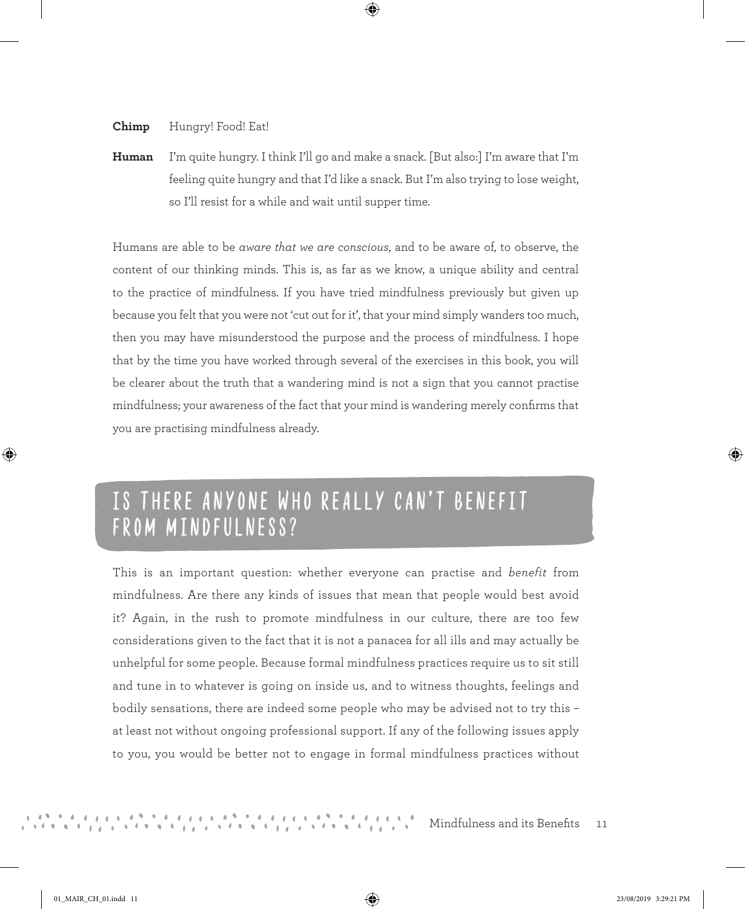**Chimp** Hungry! Food! Eat!

**Human** I'm quite hungry. I think I'll go and make a snack. [But also:] I'm aware that I'm feeling quite hungry and that I'd like a snack. But I'm also trying to lose weight, so I'll resist for a while and wait until supper time.

Humans are able to be *aware that we are conscious*, and to be aware of, to observe, the content of our thinking minds. This is, as far as we know, a unique ability and central to the practice of mindfulness. If you have tried mindfulness previously but given up because you felt that you were not 'cut out for it', that your mind simply wanders too much, then you may have misunderstood the purpose and the process of mindfulness. I hope that by the time you have worked through several of the exercises in this book, you will be clearer about the truth that a wandering mind is not a sign that you cannot practise mindfulness; your awareness of the fact that your mind is wandering merely confirms that you are practising mindfulness already.

## IS THERE ANYONE WHO REALLY CAN'T BENEFIT FROM MINDFULNESS?

This is an important question: whether everyone can practise and *benefit* from mindfulness. Are there any kinds of issues that mean that people would best avoid it? Again, in the rush to promote mindfulness in our culture, there are too few considerations given to the fact that it is not a panacea for all ills and may actually be unhelpful for some people. Because formal mindfulness practices require us to sit still and tune in to whatever is going on inside us, and to witness thoughts, feelings and bodily sensations, there are indeed some people who may be advised not to try this – at least not without ongoing professional support. If any of the following issues apply to you, you would be better not to engage in formal mindfulness practices without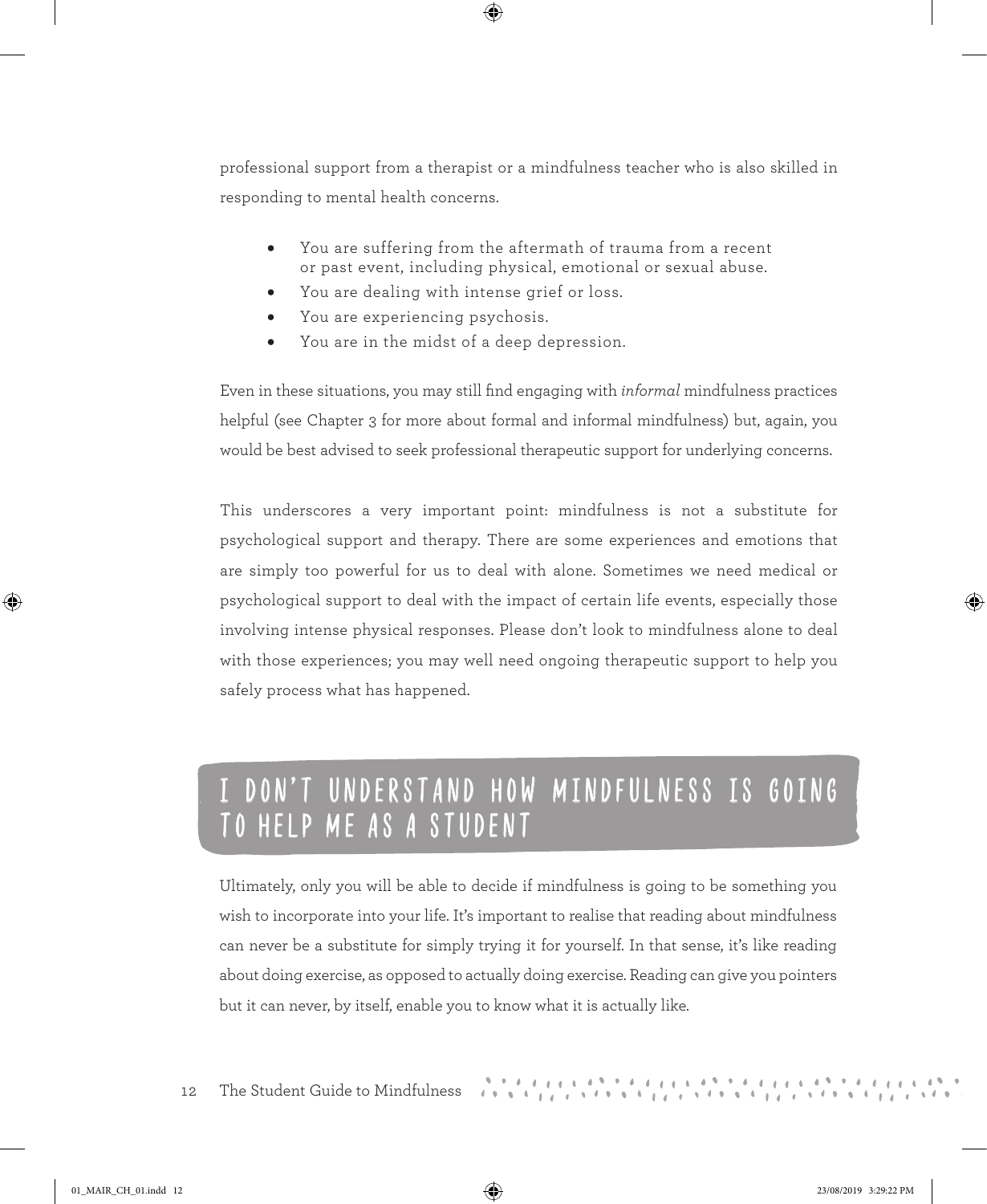professional support from a therapist or a mindfulness teacher who is also skilled in responding to mental health concerns.

- You are suffering from the aftermath of trauma from a recent or past event, including physical, emotional or sexual abuse.
- You are dealing with intense grief or loss.
- You are experiencing psychosis.
- You are in the midst of a deep depression.

Even in these situations, you may still find engaging with *informal* mindfulness practices helpful (see Chapter 3 for more about formal and informal mindfulness) but, again, you would be best advised to seek professional therapeutic support for underlying concerns.

This underscores a very important point: mindfulness is not a substitute for psychological support and therapy. There are some experiences and emotions that are simply too powerful for us to deal with alone. Sometimes we need medical or psychological support to deal with the impact of certain life events, especially those involving intense physical responses. Please don't look to mindfulness alone to deal with those experiences; you may well need ongoing therapeutic support to help you safely process what has happened.

## I DON'T UNDERSTAND HOW MINDFULNESS IS GOING TO HELP ME AS A STUDENT

Ultimately, only you will be able to decide if mindfulness is going to be something you wish to incorporate into your life. It's important to realise that reading about mindfulness can never be a substitute for simply trying it for yourself. In that sense, it's like reading about doing exercise, as opposed to actually doing exercise. Reading can give you pointers but it can never, by itself, enable you to know what it is actually like.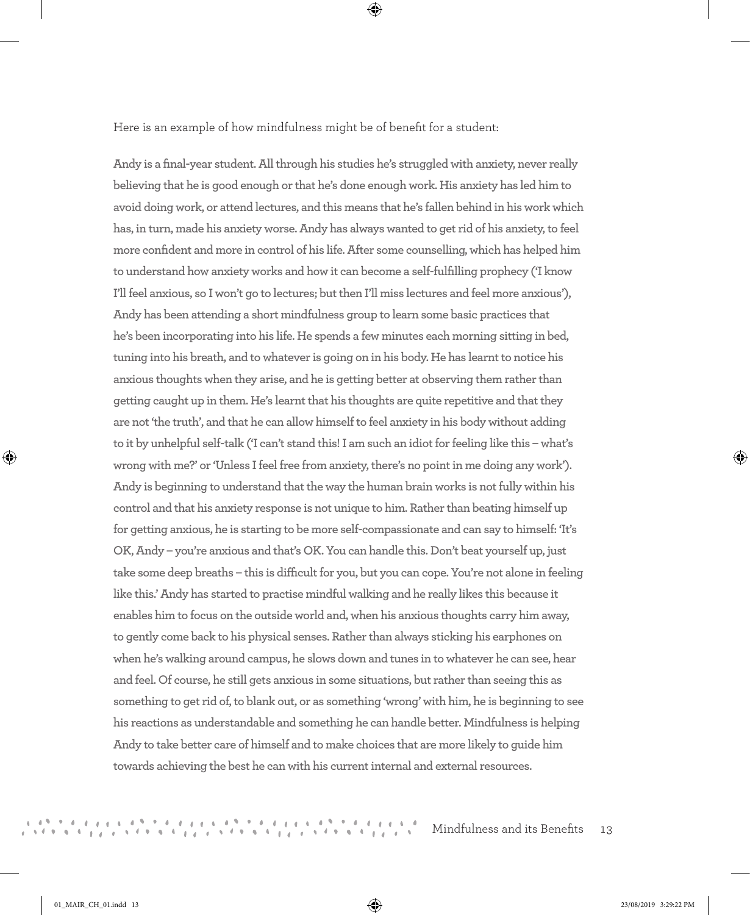Here is an example of how mindfulness might be of benefit for a student:

**Andy is a final-year student. All through his studies he's struggled with anxiety, never really believing that he is good enough or that he's done enough work. His anxiety has led him to avoid doing work, or attend lectures, and this means that he's fallen behind in his work which has, in turn, made his anxiety worse. Andy has always wanted to get rid of his anxiety, to feel more confident and more in control of his life. After some counselling, which has helped him to understand how anxiety works and how it can become a self-fulfilling prophecy ('I know I'll feel anxious, so I won't go to lectures; but then I'll miss lectures and feel more anxious'), Andy has been attending a short mindfulness group to learn some basic practices that he's been incorporating into his life. He spends a few minutes each morning sitting in bed, tuning into his breath, and to whatever is going on in his body. He has learnt to notice his anxious thoughts when they arise, and he is getting better at observing them rather than getting caught up in them. He's learnt that his thoughts are quite repetitive and that they are not 'the truth', and that he can allow himself to feel anxiety in his body without adding to it by unhelpful self-talk ('I can't stand this! I am such an idiot for feeling like this – what's wrong with me?' or 'Unless I feel free from anxiety, there's no point in me doing any work'). Andy is beginning to understand that the way the human brain works is not fully within his control and that his anxiety response is not unique to him. Rather than beating himself up for getting anxious, he is starting to be more self-compassionate and can say to himself: 'It's OK, Andy – you're anxious and that's OK. You can handle this. Don't beat yourself up, just take some deep breaths – this is difficult for you, but you can cope. You're not alone in feeling like this.' Andy has started to practise mindful walking and he really likes this because it enables him to focus on the outside world and, when his anxious thoughts carry him away, to gently come back to his physical senses. Rather than always sticking his earphones on when he's walking around campus, he slows down and tunes in to whatever he can see, hear and feel. Of course, he still gets anxious in some situations, but rather than seeing this as something to get rid of, to blank out, or as something 'wrong' with him, he is beginning to see his reactions as understandable and something he can handle better. Mindfulness is helping Andy to take better care of himself and to make choices that are more likely to guide him towards achieving the best he can with his current internal and external resources.**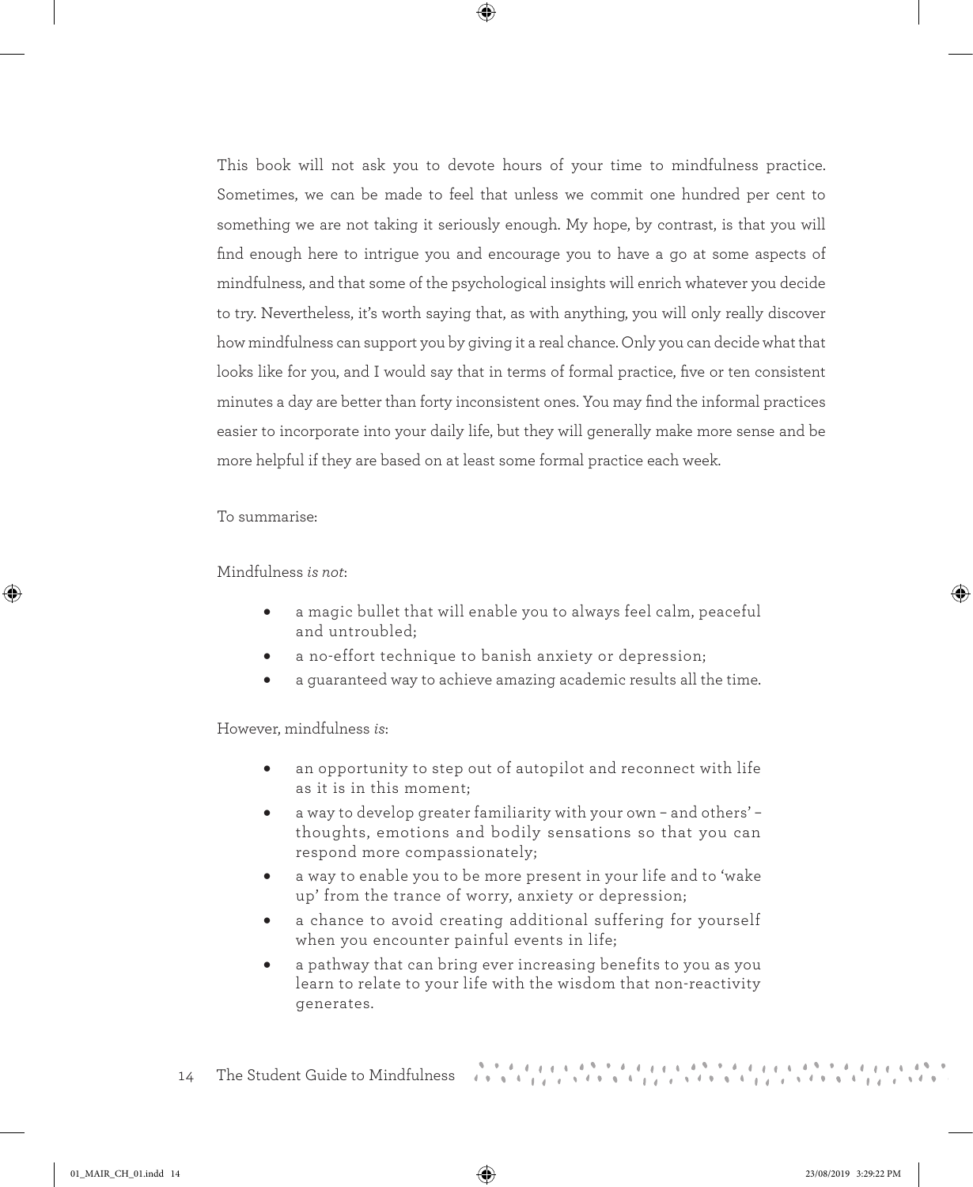This book will not ask you to devote hours of your time to mindfulness practice. Sometimes, we can be made to feel that unless we commit one hundred per cent to something we are not taking it seriously enough. My hope, by contrast, is that you will find enough here to intrigue you and encourage you to have a go at some aspects of mindfulness, and that some of the psychological insights will enrich whatever you decide to try. Nevertheless, it's worth saying that, as with anything, you will only really discover how mindfulness can support you by giving it a real chance. Only you can decide what that looks like for you, and I would say that in terms of formal practice, five or ten consistent minutes a day are better than forty inconsistent ones. You may find the informal practices easier to incorporate into your daily life, but they will generally make more sense and be more helpful if they are based on at least some formal practice each week.

To summarise:

Mindfulness *is not*:

- a magic bullet that will enable you to always feel calm, peaceful and untroubled;
- a no-effort technique to banish anxiety or depression;
- a guaranteed way to achieve amazing academic results all the time.

However, mindfulness *is*:

- an opportunity to step out of autopilot and reconnect with life as it is in this moment;
- a way to develop greater familiarity with your own – and others' – thoughts, emotions and bodily sensations so that you can respond more compassionately;
- a way to enable you to be more present in your life and to 'wake up' from the trance of worry, anxiety or depression;
- a chance to avoid creating additional suffering for yourself when you encounter painful events in life;
- a pathway that can bring ever increasing benefits to you as you learn to relate to your life with the wisdom that non-reactivity generates.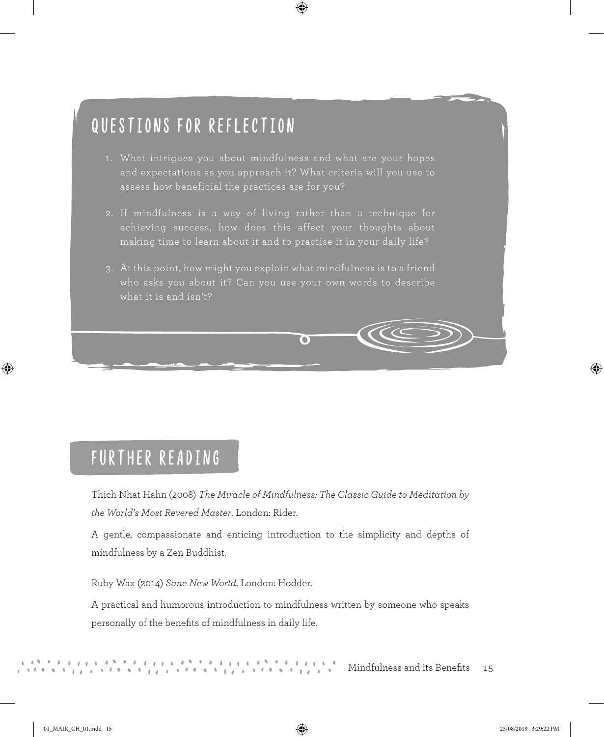## QUESTIONS FOR REFLECTION

1. What intrigues you about mindfulness and what are your hopes and expectations as you approach it? What criteria will you use to assess how beneficial the practices are for you?

2. If mindfulness is a way of living rather than a technique for achieving success, how does this affect your thoughts about making time to learn about it and to practise it in your daily life?

3. At this point, how might you explain what mindfulness is to a friend who asks you about it? Can you use your own words to describe what it is and isn't?

## FURTHER READING

Thich Nhat Hahn (2008) *The Miracle of Mindfulness: The Classic Guide to Meditation by the World's Most Revered Master*. London: Rider.

A gentle, compassionate and enticing introduction to the simplicity and depths of mindfulness by a Zen Buddhist.

Ruby Wax (2014) *Sane New World*. London: Hodder.

A practical and humorous introduction to mindfulness written by someone who speaks personally of the benefits of mindfulness in daily life.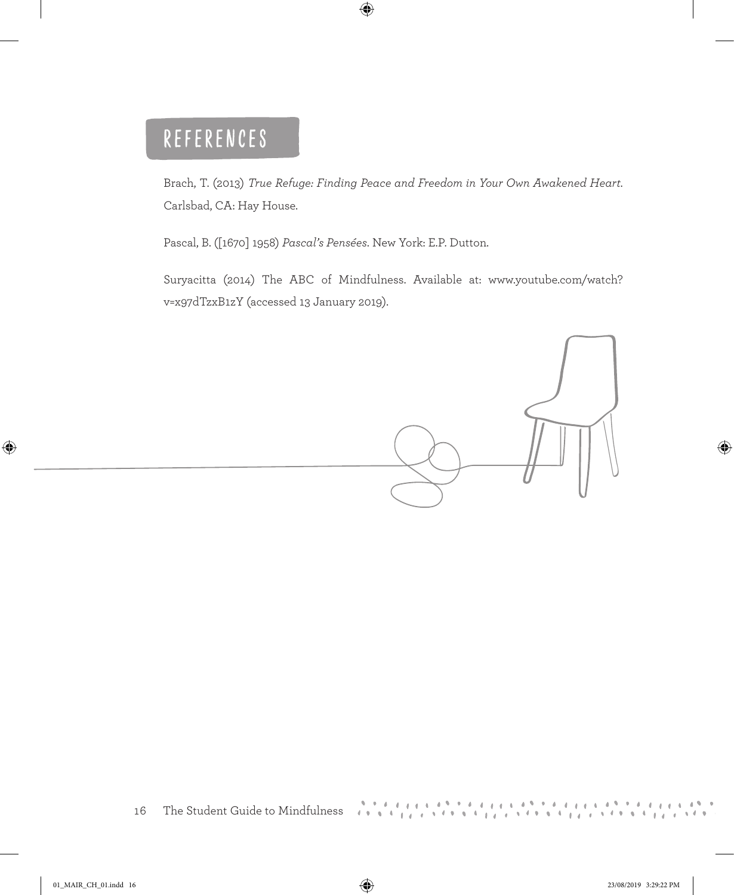## REFERENCES

Brach, T. (2013) *True Refuge: Finding Peace and Freedom in Your Own Awakened Heart*. Carlsbad, CA: Hay House.

Pascal, B. ([1670] 1958) *Pascal's Pensées*. New York: E.P. Dutton.

Suryacitta (2014) The ABC of Mindfulness. Available at: www.youtube.com/watch?v=x97dTzxB1zY (accessed 13 January 2019).